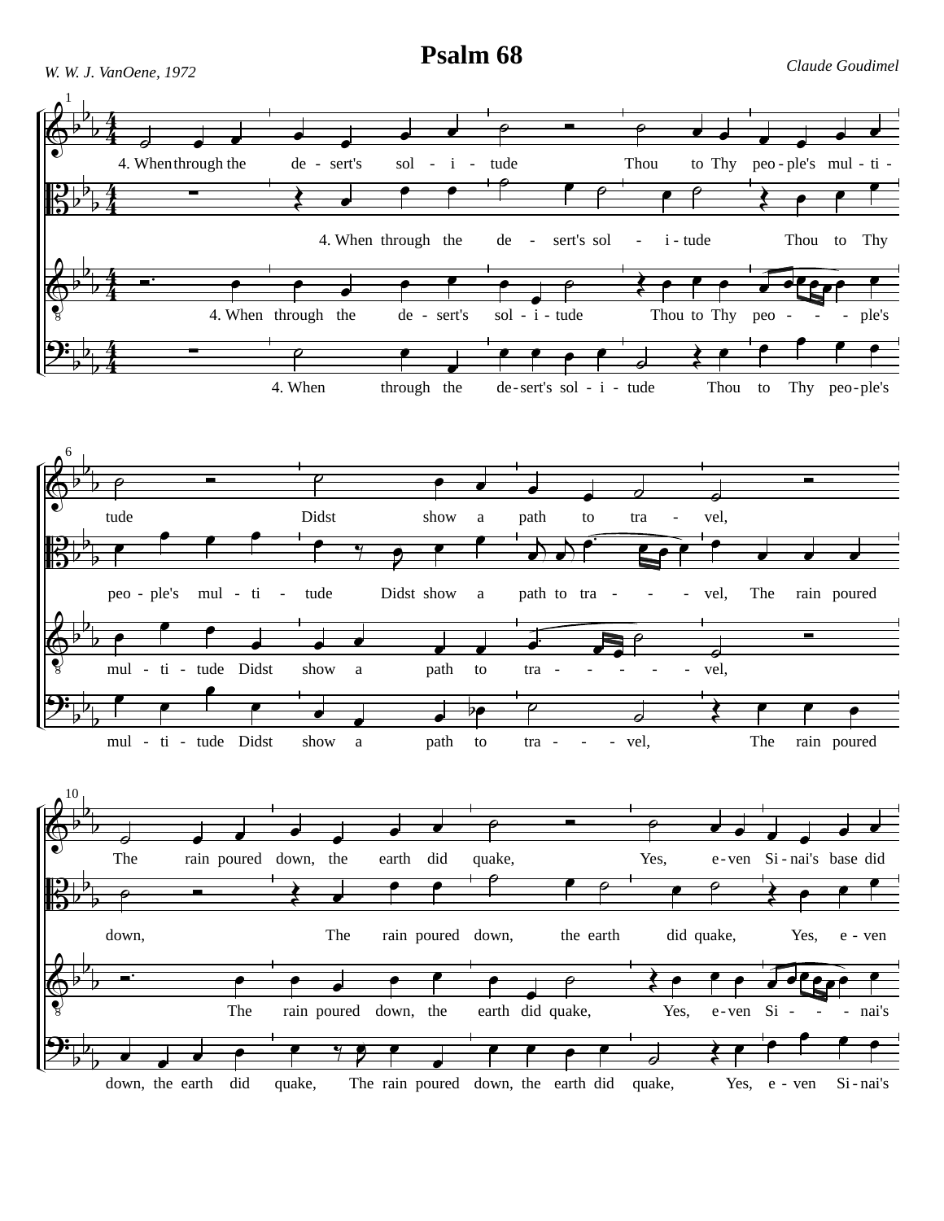# Psalm 68

*W. W. J. VanOene, 1972*

*Claude Goudimel*

4. When through the de - sert's sol - i - tude Thou to Thy peo - ple's mul - ti - tude Didst show a path to tra - vel, The rain poured down, the earth did quake, Yes, e - ven Si - nai's base did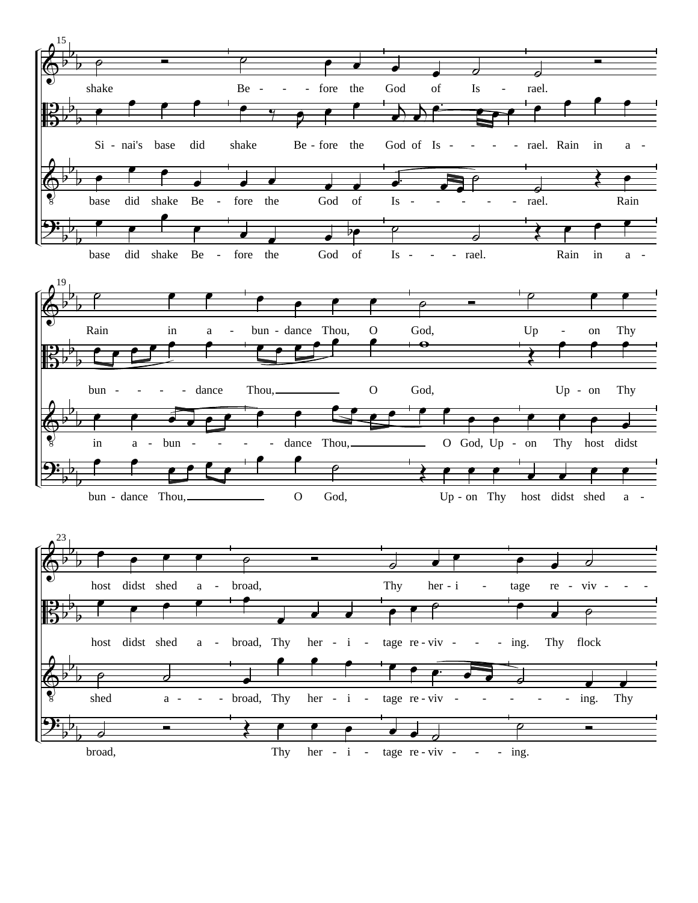15

shake Be - - - fore the God of Is - rael.

Si - nai's base did shake Be - fore the God of Is - - - - - rael. Rain in a -

base did shake Be - fore the God of Is - - - - - - rael. Rain

base did shake Be - fore the God of Is - - - rael. Rain in a -

19

Rain in a - bun - dance Thou, O God, Up - on Thy

bun - - - - - dance Thou, O God, Up - on Thy

in a - bun - - - - - dance Thou, O God, Up - on Thy host didst

bun - dance Thou, O God, Up - on Thy host didst shed a -

23

host didst shed a - broad, Thy her - i - tage re - viv - - -

host didst shed a - broad, Thy her - i - tage re - viv - - - ing. Thy flock

shed a - - - broad, Thy her - i - tage re - viv - - - - - - ing. Thy

broad, Thy her - i - tage re - viv - - - ing.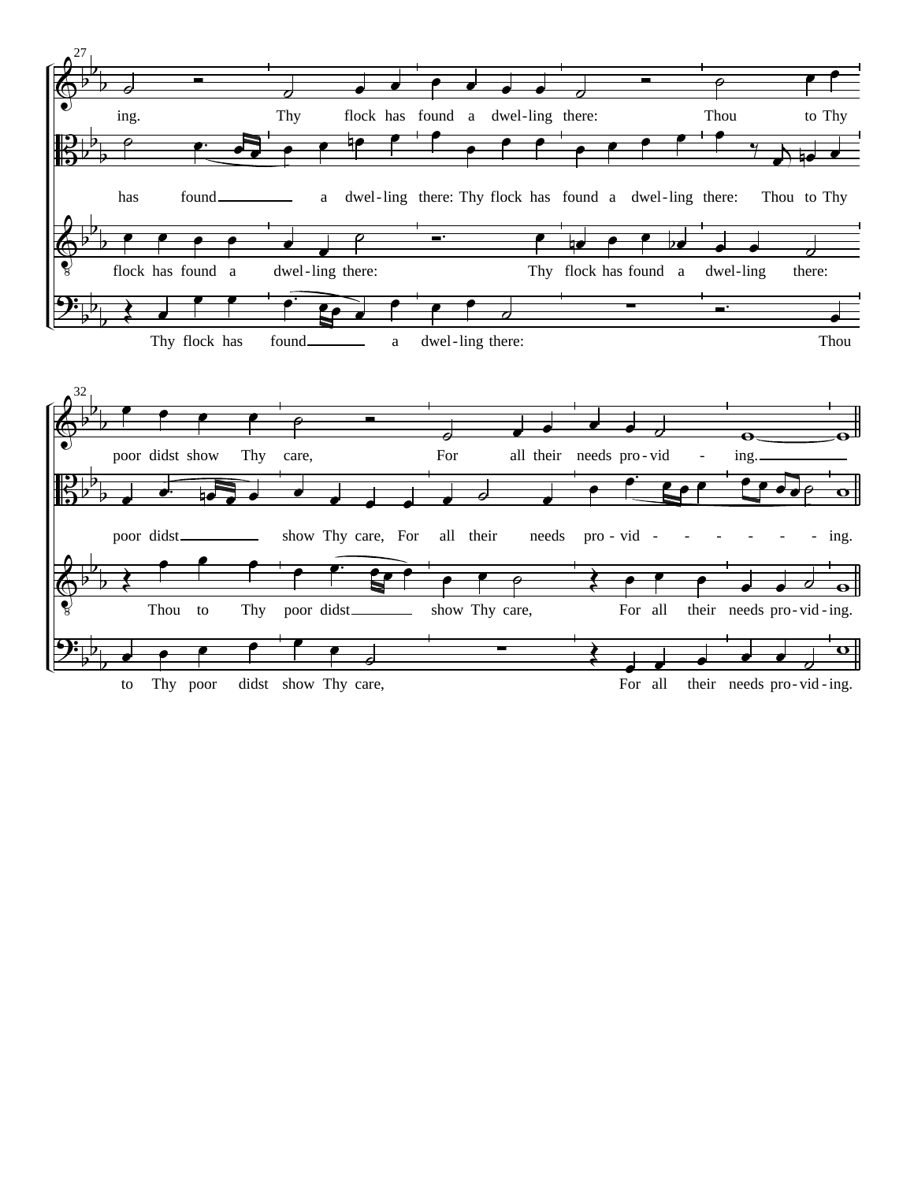27

ing. Thy flock has found a dwel-ling there: Thou to Thy

has found a dwel-ling there: Thy flock has found a dwel-ling there: Thou to Thy

flock has found a dwel-ling there: Thy flock has found a dwel-ling there:

Thy flock has found a dwel-ling there: Thou

32

poor didst show Thy care, For all their needs pro-vid - ing.

poor didst show Thy care, For all their needs pro - vid - - - - - - - ing.

Thou to Thy poor didst show Thy care, For all their needs pro-vid-ing.

to Thy poor didst show Thy care, For all their needs pro-vid-ing.